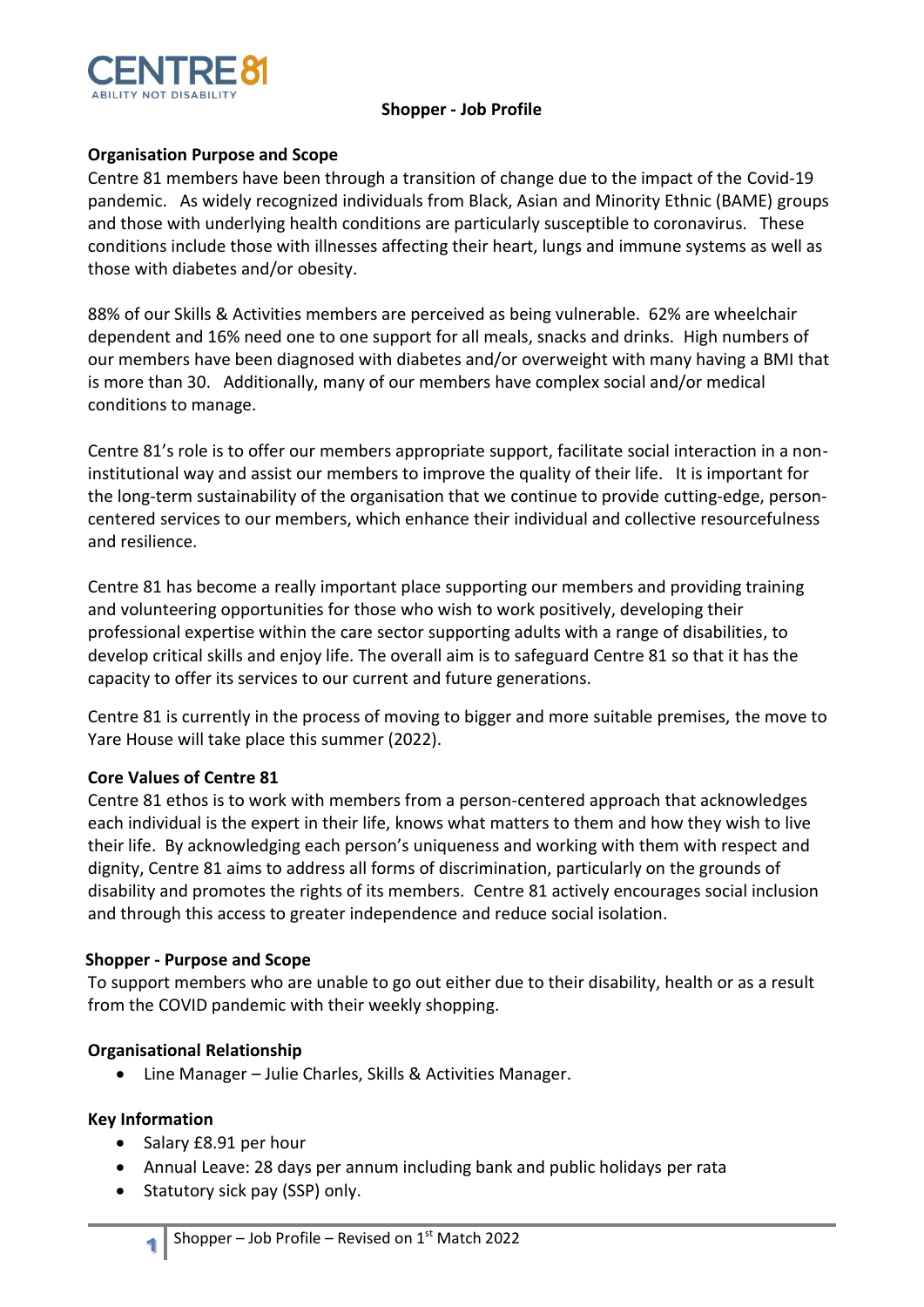CENTRE 81
ABILITY NOT DISABILITY

# Shopper - Job Profile

## Organisation Purpose and Scope

Centre 81 members have been through a transition of change due to the impact of the Covid-19 pandemic. As widely recognized individuals from Black, Asian and Minority Ethnic (BAME) groups and those with underlying health conditions are particularly susceptible to coronavirus. These conditions include those with illnesses affecting their heart, lungs and immune systems as well as those with diabetes and/or obesity.

88% of our Skills & Activities members are perceived as being vulnerable. 62% are wheelchair dependent and 16% need one to one support for all meals, snacks and drinks. High numbers of our members have been diagnosed with diabetes and/or overweight with many having a BMI that is more than 30. Additionally, many of our members have complex social and/or medical conditions to manage.

Centre 81's role is to offer our members appropriate support, facilitate social interaction in a non-institutional way and assist our members to improve the quality of their life. It is important for the long-term sustainability of the organisation that we continue to provide cutting-edge, person-centered services to our members, which enhance their individual and collective resourcefulness and resilience.

Centre 81 has become a really important place supporting our members and providing training and volunteering opportunities for those who wish to work positively, developing their professional expertise within the care sector supporting adults with a range of disabilities, to develop critical skills and enjoy life. The overall aim is to safeguard Centre 81 so that it has the capacity to offer its services to our current and future generations.

Centre 81 is currently in the process of moving to bigger and more suitable premises, the move to Yare House will take place this summer (2022).

## Core Values of Centre 81

Centre 81 ethos is to work with members from a person-centered approach that acknowledges each individual is the expert in their life, knows what matters to them and how they wish to live their life. By acknowledging each person's uniqueness and working with them with respect and dignity, Centre 81 aims to address all forms of discrimination, particularly on the grounds of disability and promotes the rights of its members. Centre 81 actively encourages social inclusion and through this access to greater independence and reduce social isolation.

## Shopper - Purpose and Scope

To support members who are unable to go out either due to their disability, health or as a result from the COVID pandemic with their weekly shopping.

## Organisational Relationship

- Line Manager – Julie Charles, Skills & Activities Manager.

## Key Information

- Salary £8.91 per hour
- Annual Leave: 28 days per annum including bank and public holidays per rata
- Statutory sick pay (SSP) only.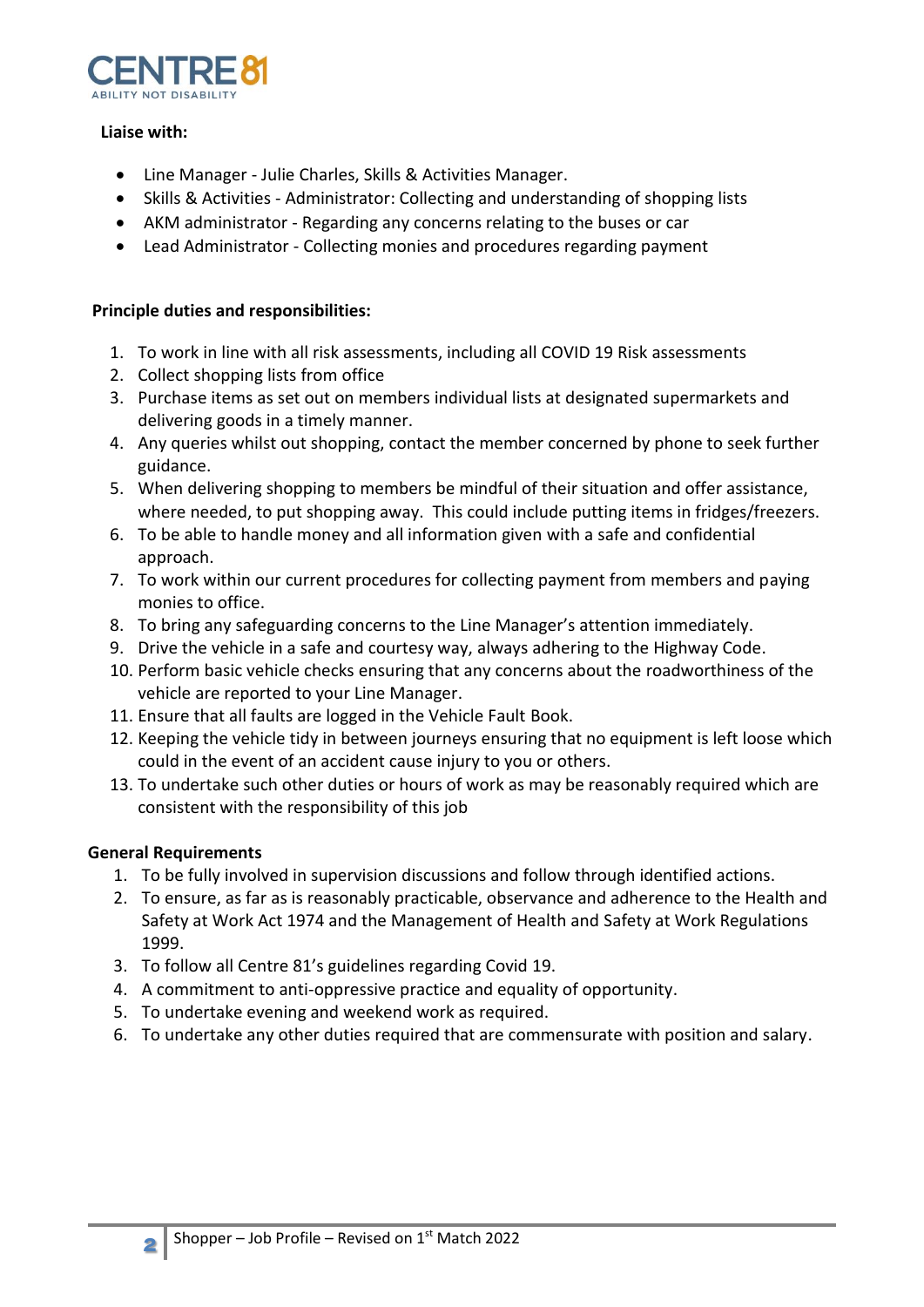**Liaise with:**

- Line Manager - Julie Charles, Skills & Activities Manager.
- Skills & Activities - Administrator: Collecting and understanding of shopping lists
- AKM administrator - Regarding any concerns relating to the buses or car
- Lead Administrator - Collecting monies and procedures regarding payment

**Principle duties and responsibilities:**

1. To work in line with all risk assessments, including all COVID 19 Risk assessments
2. Collect shopping lists from office
3. Purchase items as set out on members individual lists at designated supermarkets and delivering goods in a timely manner.
4. Any queries whilst out shopping, contact the member concerned by phone to seek further guidance.
5. When delivering shopping to members be mindful of their situation and offer assistance, where needed, to put shopping away. This could include putting items in fridges/freezers.
6. To be able to handle money and all information given with a safe and confidential approach.
7. To work within our current procedures for collecting payment from members and paying monies to office.
8. To bring any safeguarding concerns to the Line Manager's attention immediately.
9. Drive the vehicle in a safe and courtesy way, always adhering to the Highway Code.
10. Perform basic vehicle checks ensuring that any concerns about the roadworthiness of the vehicle are reported to your Line Manager.
11. Ensure that all faults are logged in the Vehicle Fault Book.
12. Keeping the vehicle tidy in between journeys ensuring that no equipment is left loose which could in the event of an accident cause injury to you or others.
13. To undertake such other duties or hours of work as may be reasonably required which are consistent with the responsibility of this job

**General Requirements**

1. To be fully involved in supervision discussions and follow through identified actions.
2. To ensure, as far as is reasonably practicable, observance and adherence to the Health and Safety at Work Act 1974 and the Management of Health and Safety at Work Regulations 1999.
3. To follow all Centre 81's guidelines regarding Covid 19.
4. A commitment to anti-oppressive practice and equality of opportunity.
5. To undertake evening and weekend work as required.
6. To undertake any other duties required that are commensurate with position and salary.